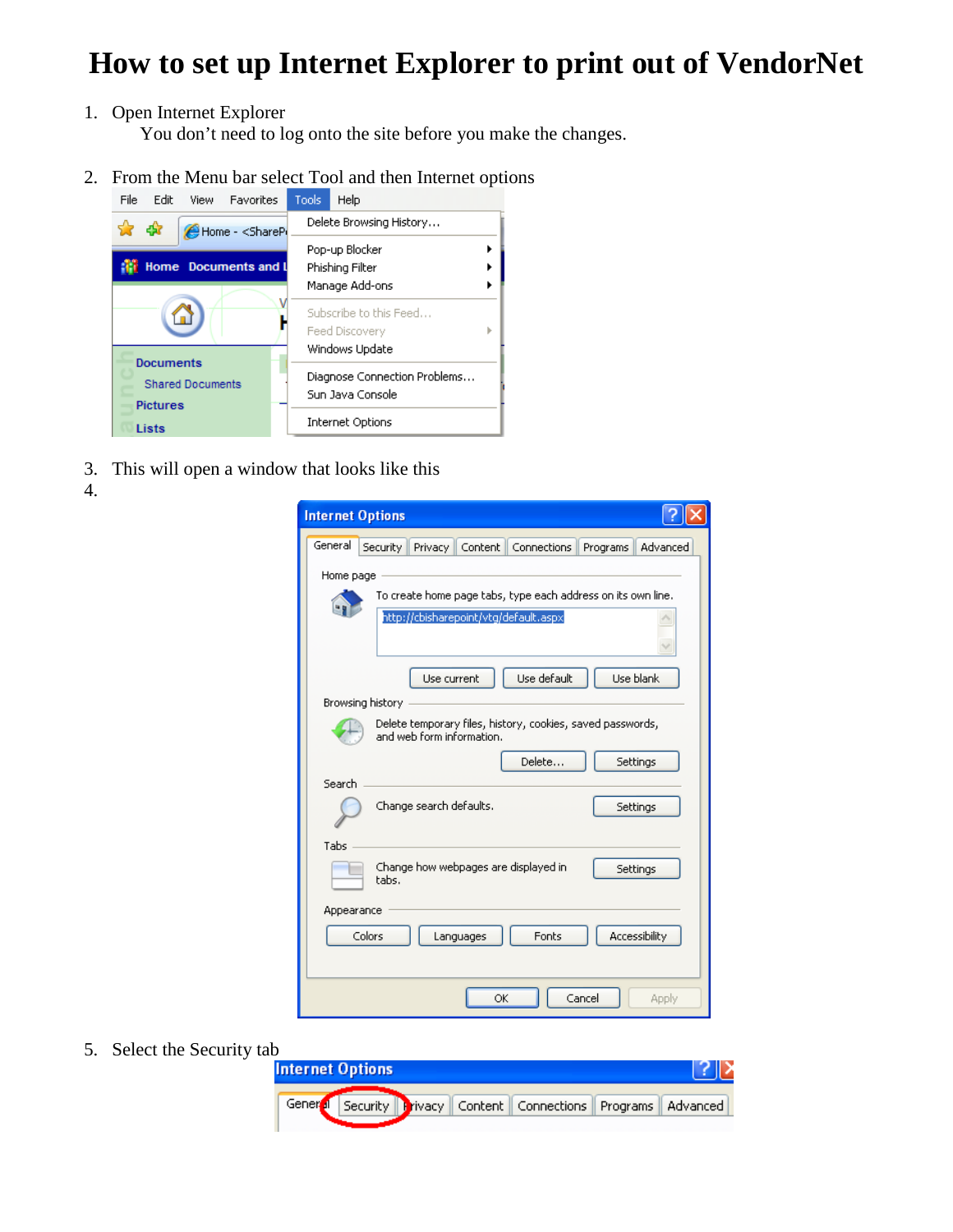# How to set up Internet Explorer to print out of VendorNet

1. Open Internet Explorer
   You don't need to log onto the site before you make the changes.

2. From the Menu bar select Tool and then Internet options

3. This will open a window that looks like this
4. 

5. Select the Security tab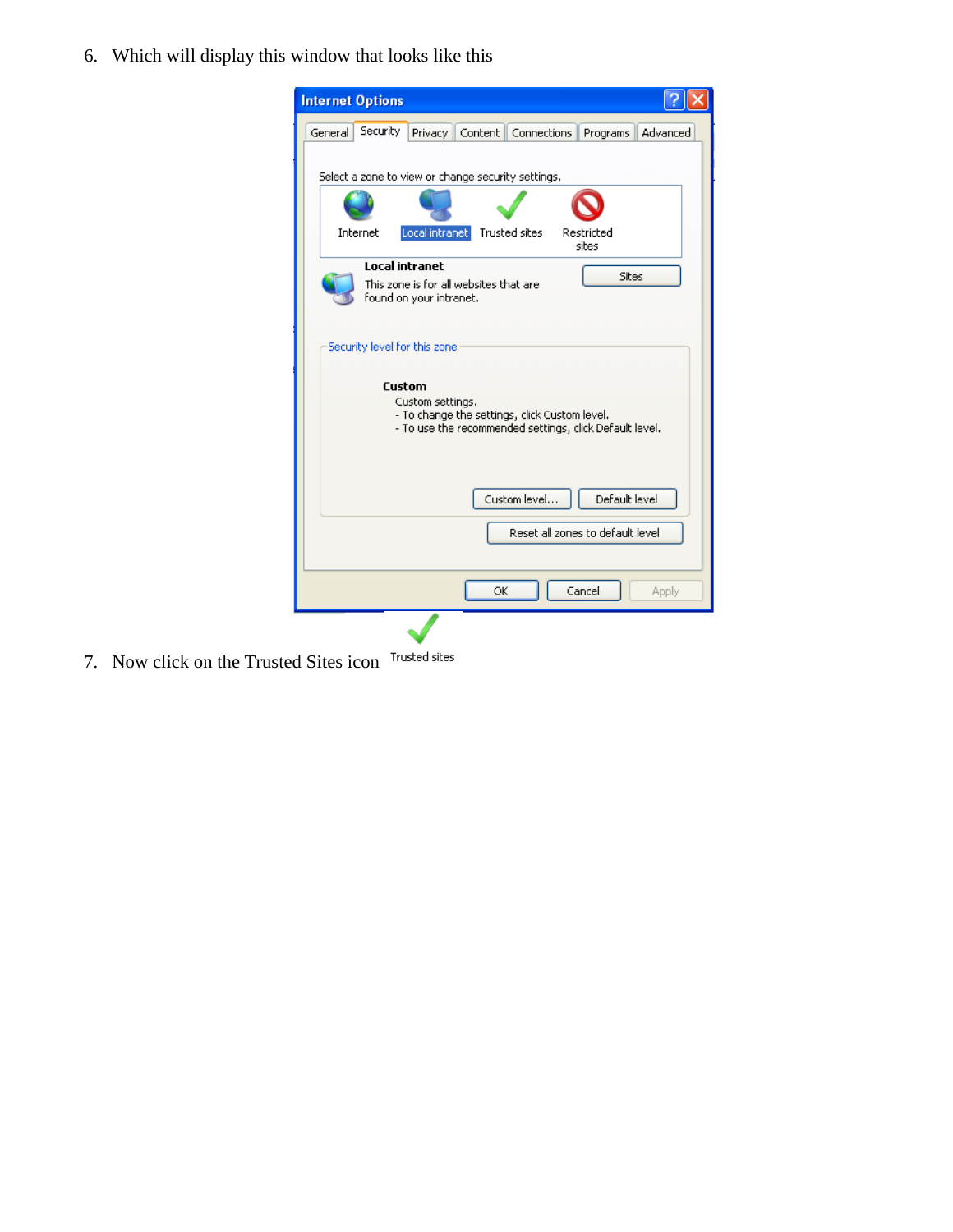6. Which will display this window that looks like this

7. Now click on the Trusted Sites icon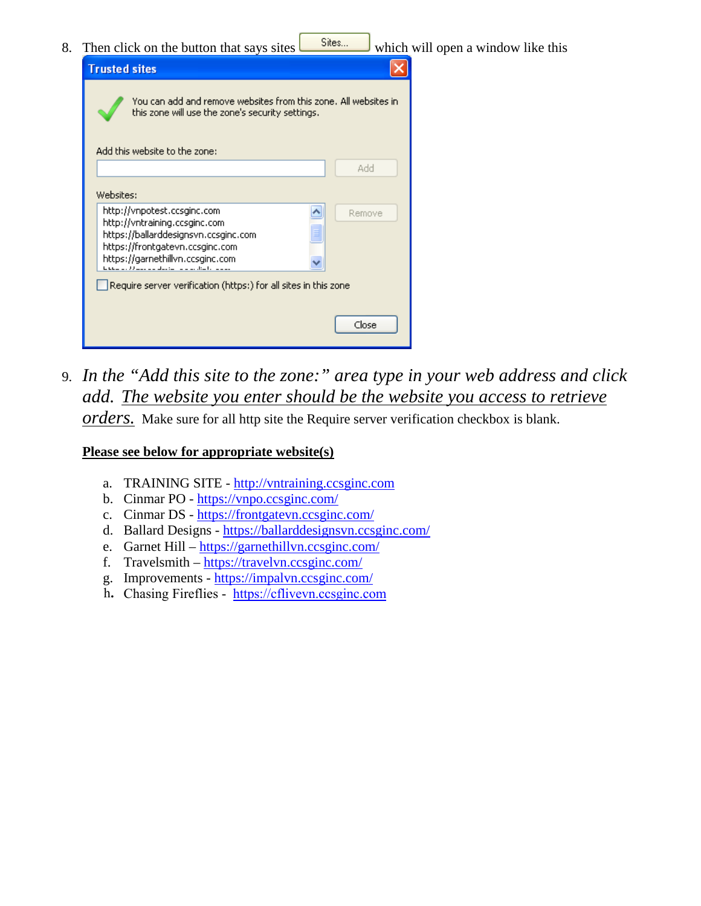8. Then click on the button that says sites Sites... which will open a window like this

9. *In the "Add this site to the zone:" area type in your web address and click add. <u>The website you enter should be the website you access to retrieve orders.</u>* Make sure for all http site the Require server verification checkbox is blank.

**<u>Please see below for appropriate website(s)</u>**

a. TRAINING SITE - http://vntraining.ccsginc.com
b. Cinmar PO - https://vnpo.ccsginc.com/
c. Cinmar DS - https://frontgatevn.ccsginc.com/
d. Ballard Designs - https://ballarddesignsvn.ccsginc.com/
e. Garnet Hill – https://garnethillvn.ccsginc.com/
f. Travelsmith – https://travelvn.ccsginc.com/
g. Improvements - https://impalvn.ccsginc.com/
h. Chasing Fireflies - https://cflivevn.ccsginc.com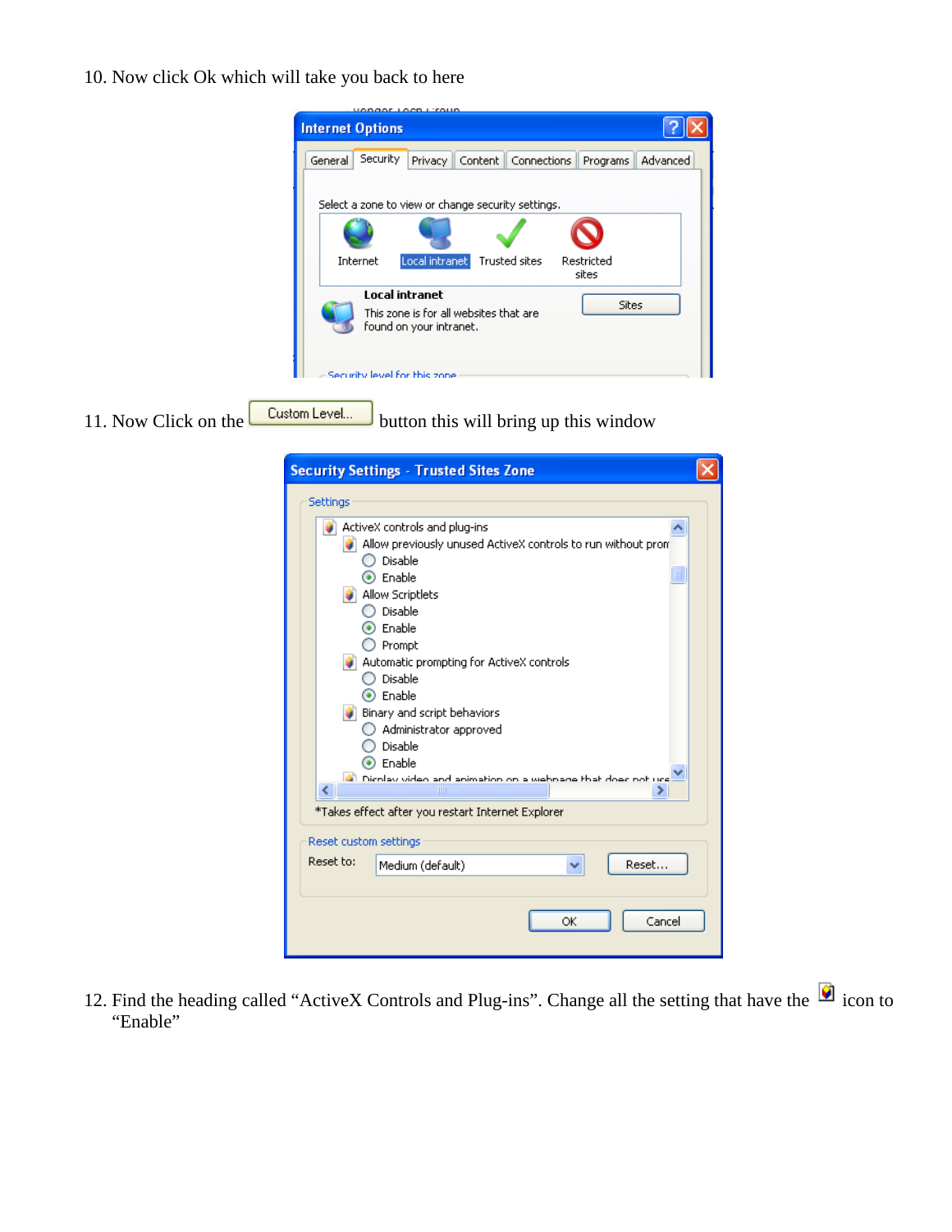10. Now click Ok which will take you back to here

11. Now Click on the Custom Level... button this will bring up this window

12. Find the heading called "ActiveX Controls and Plug-ins". Change all the setting that have the icon to "Enable"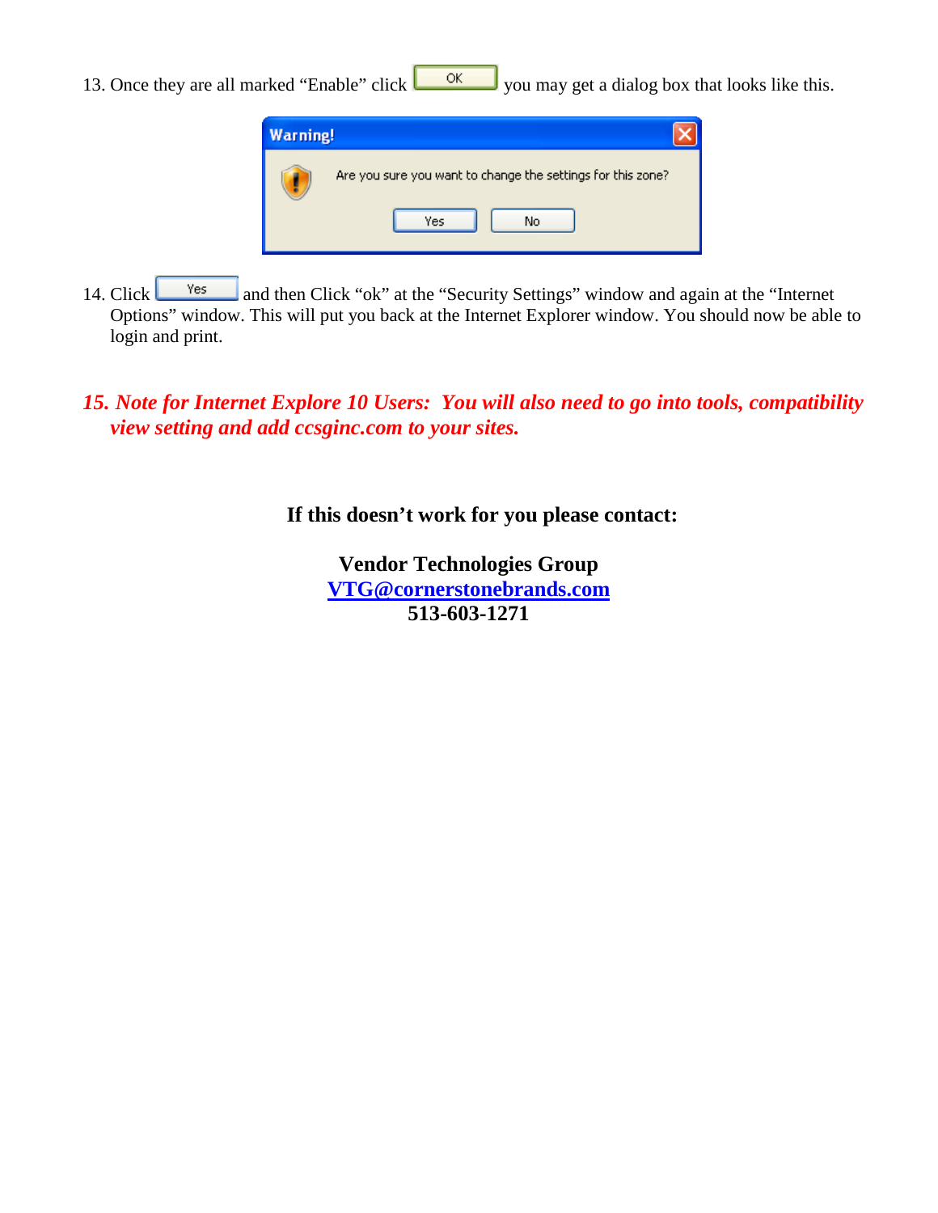13. Once they are all marked "Enable" click OK you may get a dialog box that looks like this.

14. Click Yes and then Click "ok" at the "Security Settings" window and again at the "Internet Options" window. This will put you back at the Internet Explorer window. You should now be able to login and print.

***15. Note for Internet Explore 10 Users: You will also need to go into tools, compatibility view setting and add ccsginc.com to your sites.***

**If this doesn't work for you please contact:**

**Vendor Technologies Group**
**VTG@cornerstonebrands.com**
**513-603-1271**